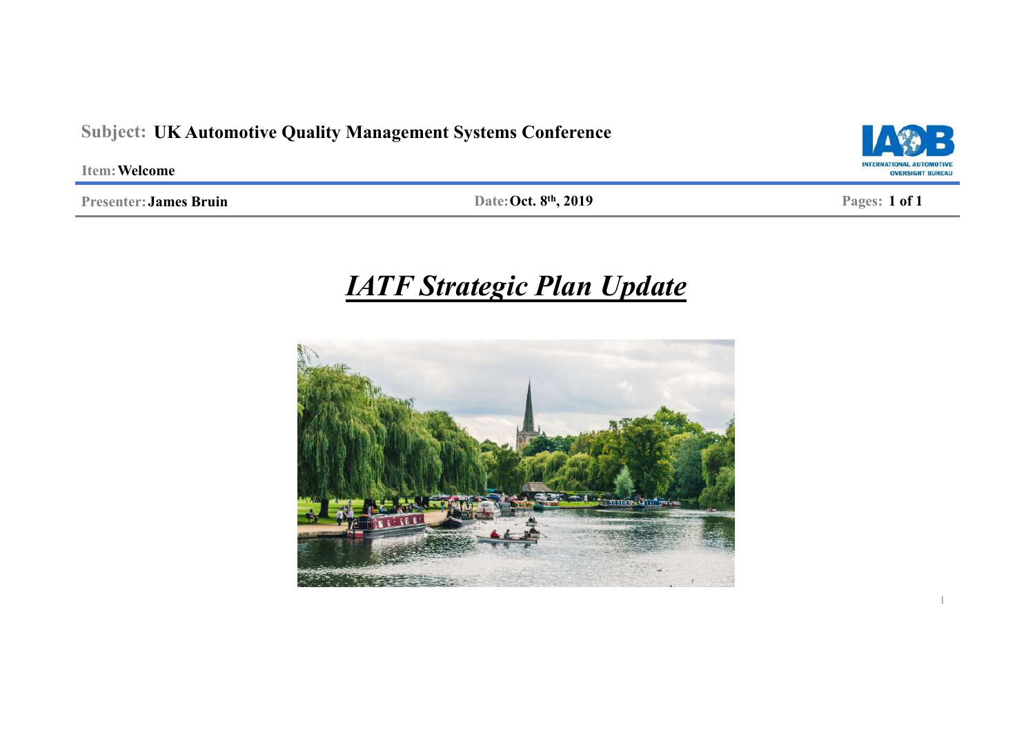**Subject:** **UK Automotive Quality Management Systems Conference**

**Item:** **Welcome**

**Presenter:** **James Bruin** | **Date:** **Oct. 8th, 2019**

# *IATF Strategic Plan Update*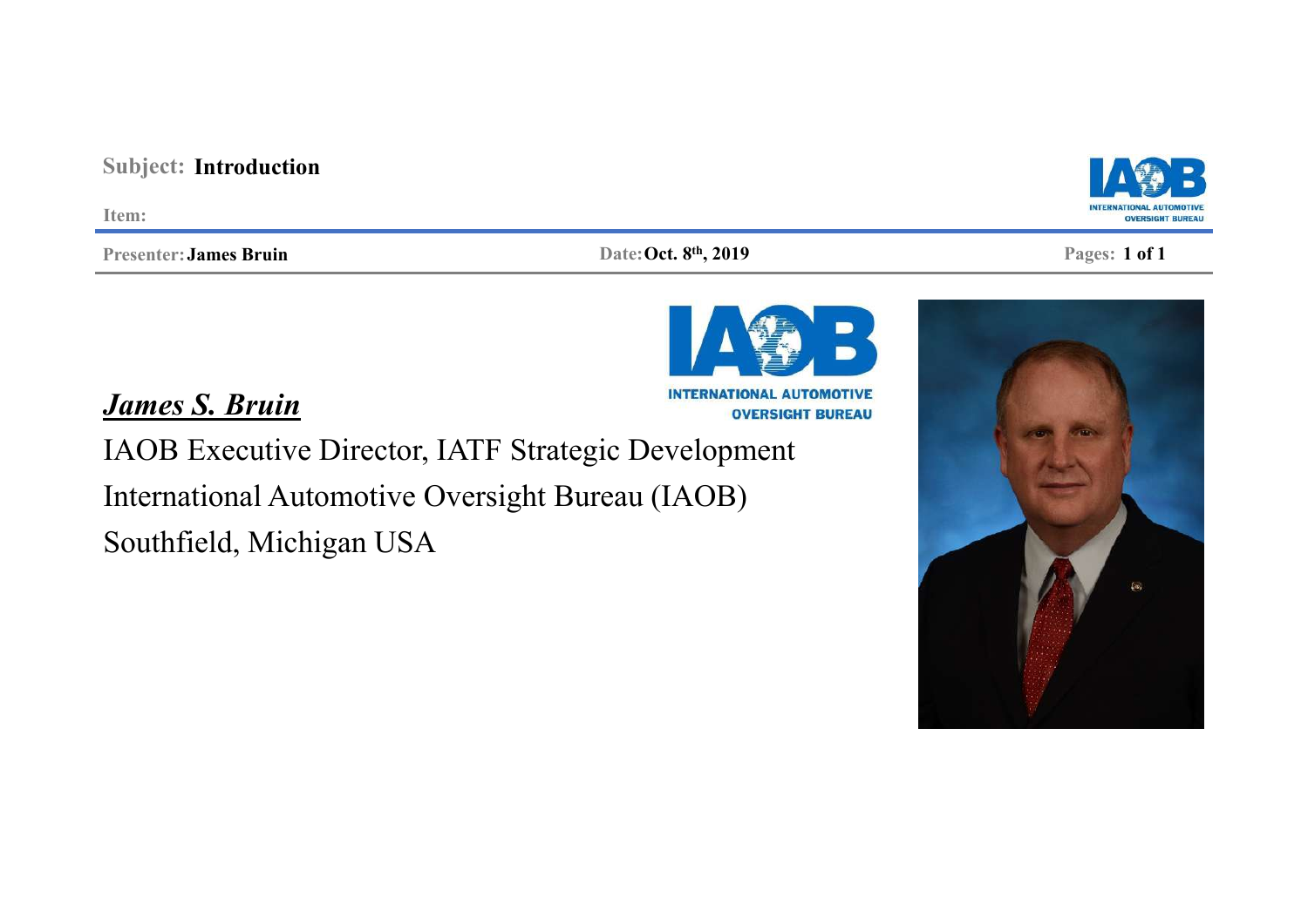**Subject:** **Introduction**

**Item:**

**Presenter:** **James Bruin** | **Date:** **Oct. 8th, 2019**

***James S. Bruin***

IAOB Executive Director, IATF Strategic Development

International Automotive Oversight Bureau (IAOB)

Southfield, Michigan USA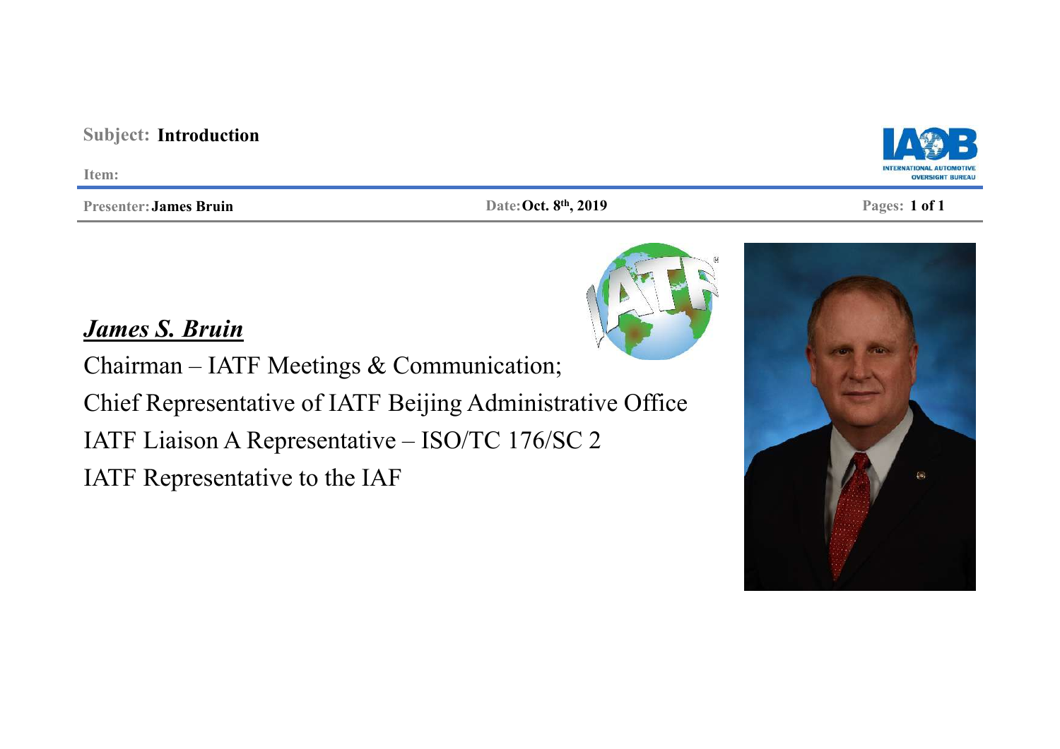**Subject: Introduction**

**Item:**

**Presenter: James Bruin** | **Date: Oct. 8th, 2019**

***James S. Bruin***

Chairman – IATF Meetings & Communication;

Chief Representative of IATF Beijing Administrative Office

IATF Liaison A Representative – ISO/TC 176/SC 2

IATF Representative to the IAF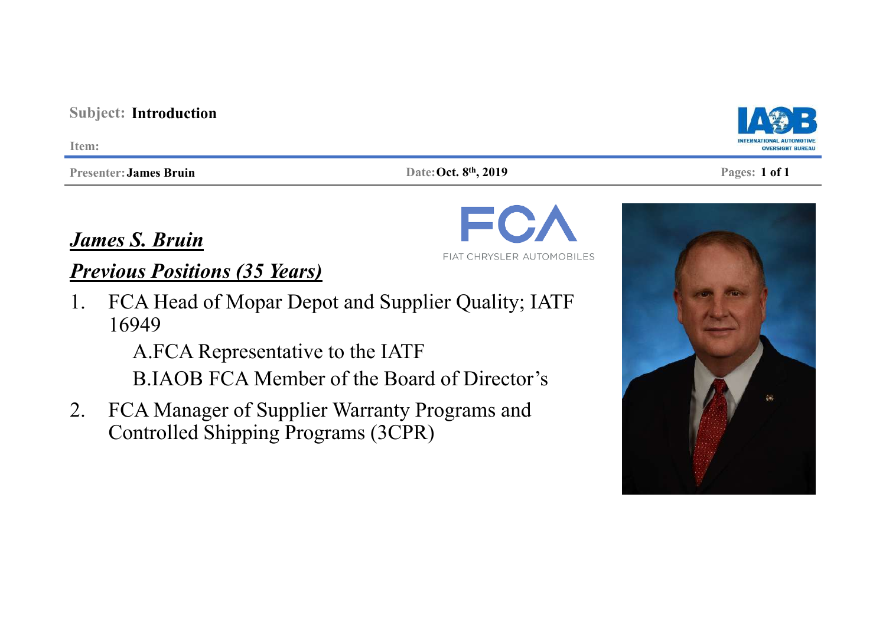**Subject:** **Introduction**

**Item:**

**Presenter:** **James Bruin** | **Date:** **Oct. 8th, 2019**

FCA

FIAT CHRYSLER AUTOMOBILES

## ***James S. Bruin***

## ***Previous Positions (35 Years)***

1. FCA Head of Mopar Depot and Supplier Quality; IATF 16949

   A. FCA Representative to the IATF

   B. IAOB FCA Member of the Board of Director's

2. FCA Manager of Supplier Warranty Programs and Controlled Shipping Programs (3CPR)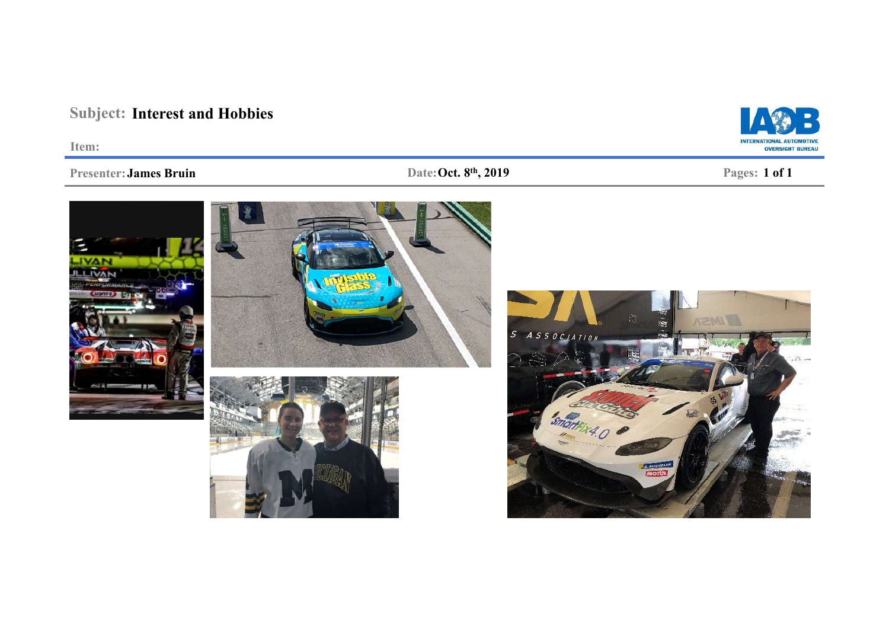**Subject:** **Interest and Hobbies**

**Item:**

**Presenter:** **James Bruin** | **Date:** **Oct. 8th, 2019**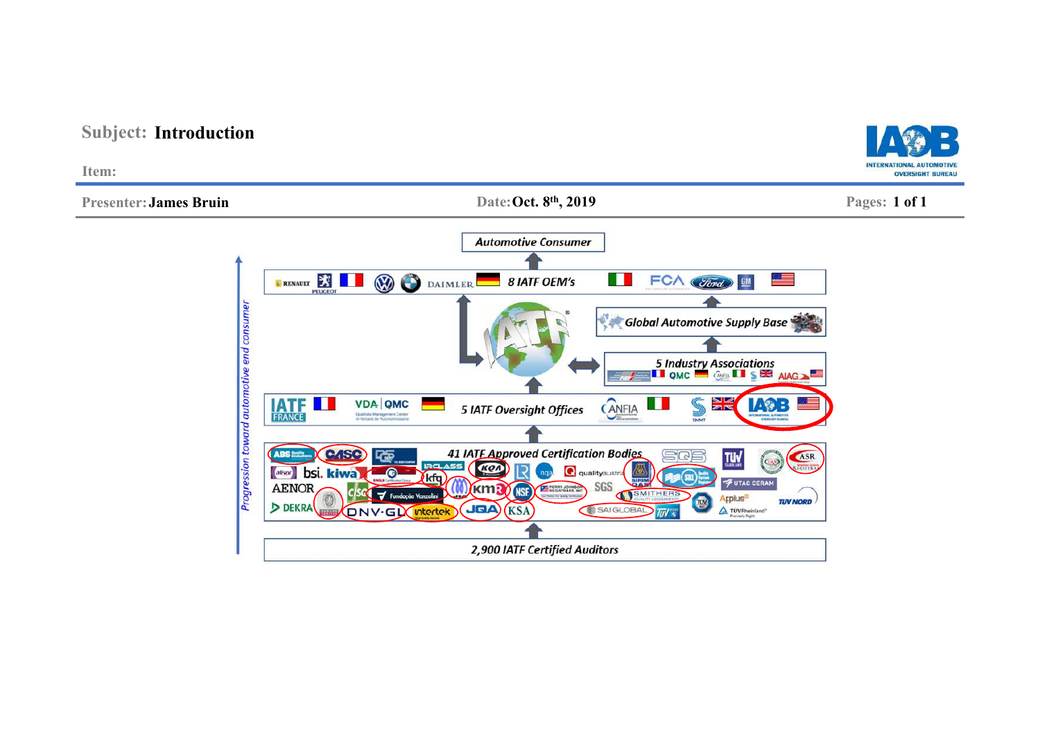**Subject: Introduction**

**Item:**

**Presenter: James Bruin** | **Date: Oct. 8th, 2019** | **Pages: 1 of 1**

*Automotive Consumer*

RENAULT PEUGEOT | DAIMLER | *8 IATF OEM's* | FCA | Ford | GM

*Global Automotive Supply Base*

*5 Industry Associations* — QMC | ANFIA | SMMT | AIAG

IATF FRANCE | VDA QMC | *5 IATF Oversight Offices* | ANFIA | SMMT | IAOB

*41 IATF Approved Certification Bodies*

ABS Quality Evaluations | CASC | DQS | TÜV Saarland | ASR | afnor | bsi. | kiwa | IRCLASS | kfq | KOA | nqa. | qualityaustria | SIRIM QAS | SRI Quality System Registrar | UTAC CERAM | AENOR | DQS | Fundação Vanzolini | KMR | NSF | PERRY JOHNSON REGISTRARS, INC. | SGS | SMITHERS | TÜV | Applus | TÜV NORD | DEKRA | Bureau Veritas | DNV·GL | intertek | JQA | KSA | SAI GLOBAL | TÜV | TÜVRheinland

*2,900 IATF Certified Auditors*

*Progression toward automotive end consumer*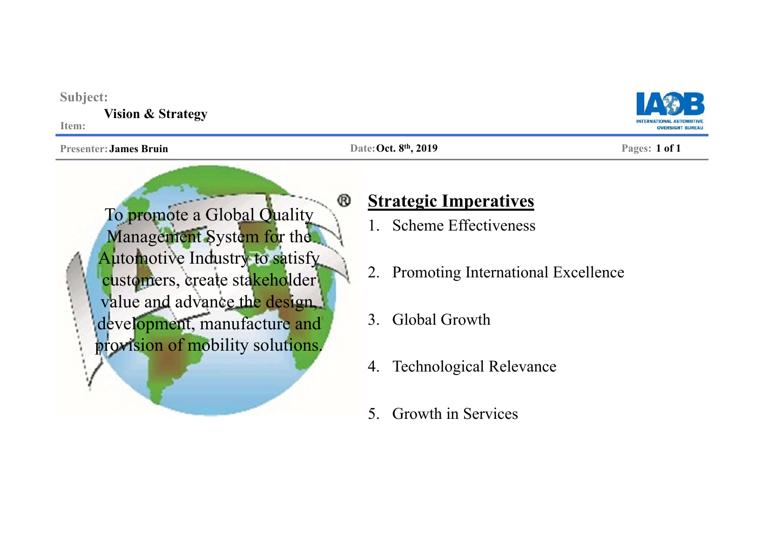**Subject:**
**Item:** Vision & Strategy

**Presenter:** James Bruin **Date:** Oct. 8th, 2019

To promote a Global Quality Management System for the Automotive Industry to satisfy customers, create stakeholder value and advance the design, development, manufacture and provision of mobility solutions.

## Strategic Imperatives

1. Scheme Effectiveness
2. Promoting International Excellence
3. Global Growth
4. Technological Relevance
5. Growth in Services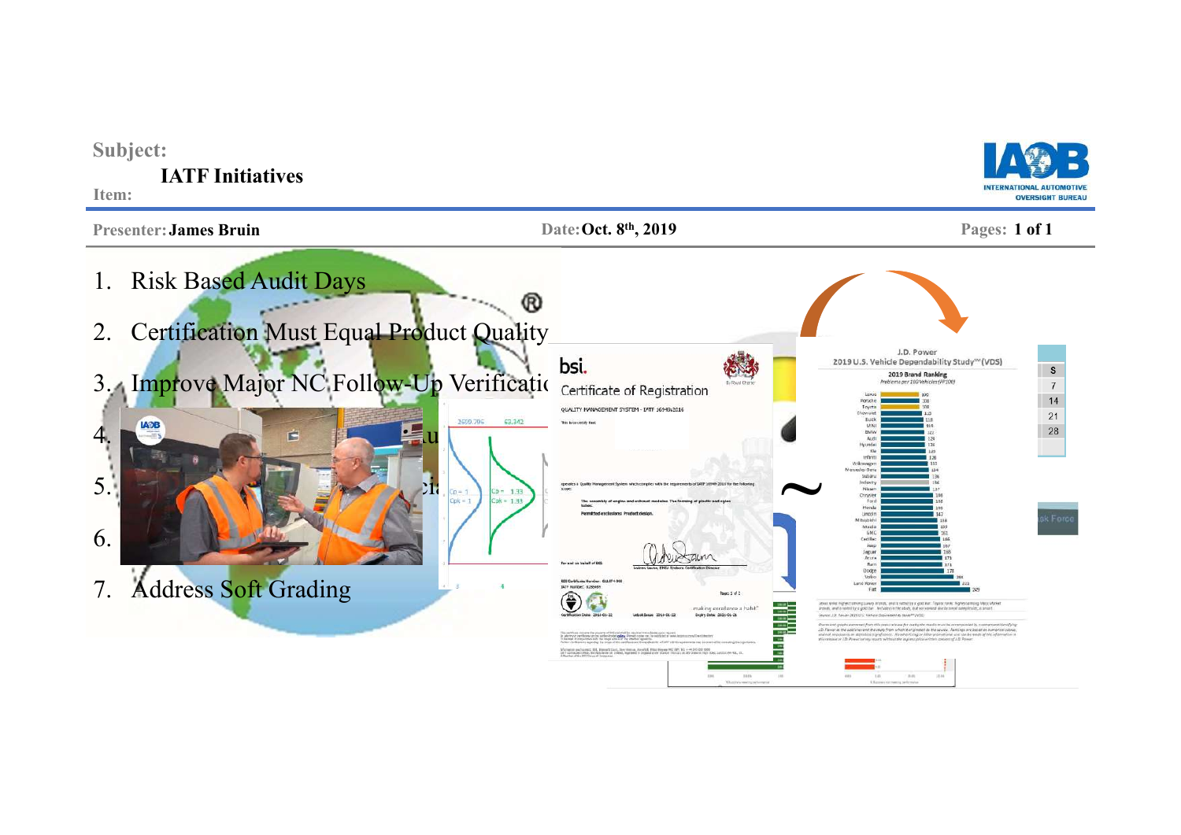**Subject:**

**IATF Initiatives**

**Item:**

**Presenter:** James Bruin  **Date:** Oct. 8th, 2019  **Pages:** 1 of 1

1. Risk Based Audit Days
2. Certification Must Equal Product Quality
3. Improve Major NC Follow-Up Verificati
4.
5.
6.
7. Address Soft Grading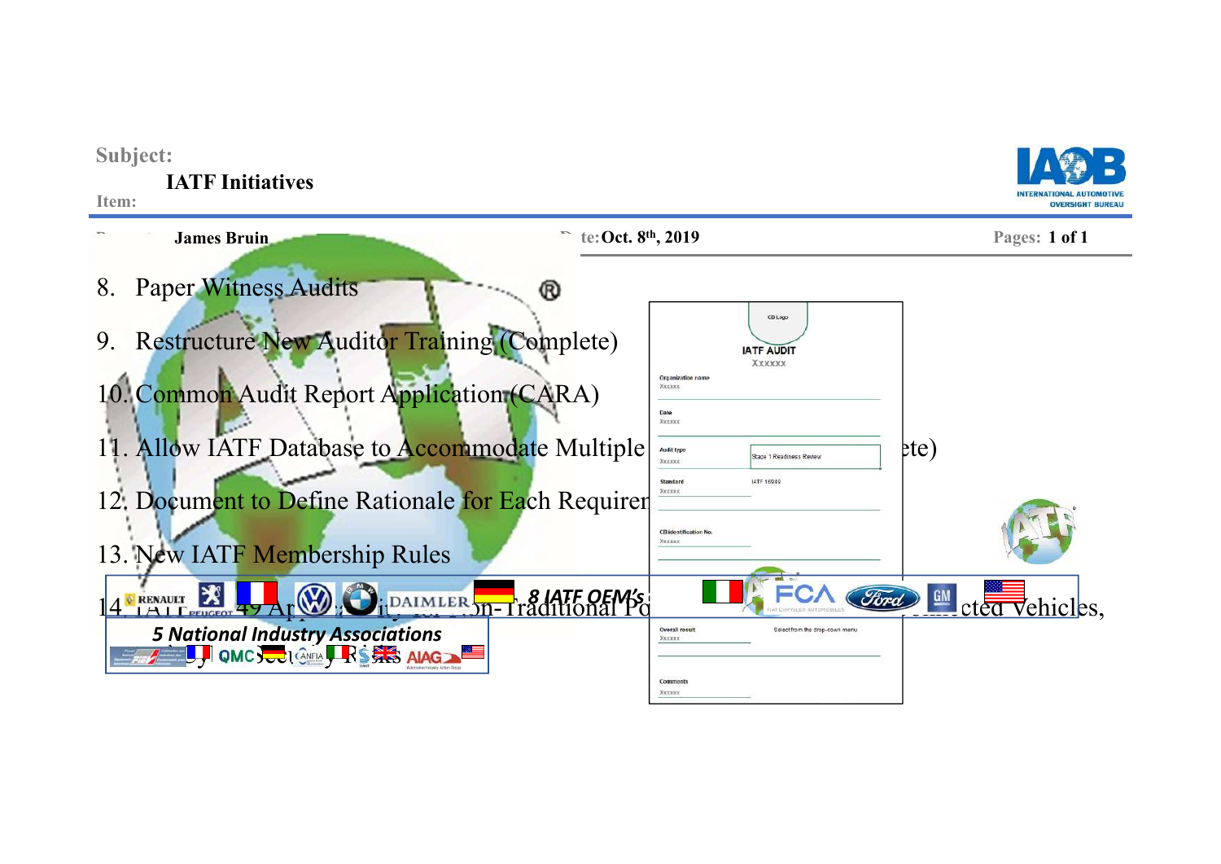**Subject:**

**IATF Initiatives**

**Item:**

James Bruin

te: **Oct. 8th, 2019**

Pages: **1 of 1**

8. Paper Witness Audits
9. Restructure New Auditor Training (Complete)
10. Common Audit Report Application (CARA)
11. Allow IATF Database to Accommodate Multiple ... ete)
12. Document to Define Rationale for Each Requiren...
13. New IATF Membership Rules
14. IATF ... 49 Ap... ...n-Traditional Po... ...cted Vehicles, ... y ... y R... s

8 IATF OEM's

5 National Industry Associations

IATF AUDIT

Xxxxxx

Organization name

Xxxxxx

Date

Xxxxxx

Audit type

Xxxxxx

Stage 1 Readiness Review

Standard

Xxxxxx

IATF 16949

CB identification No.

Xxxxxx

Overall result

Xxxxxx

Select from the drop-down menu

Comments

Xxxxxx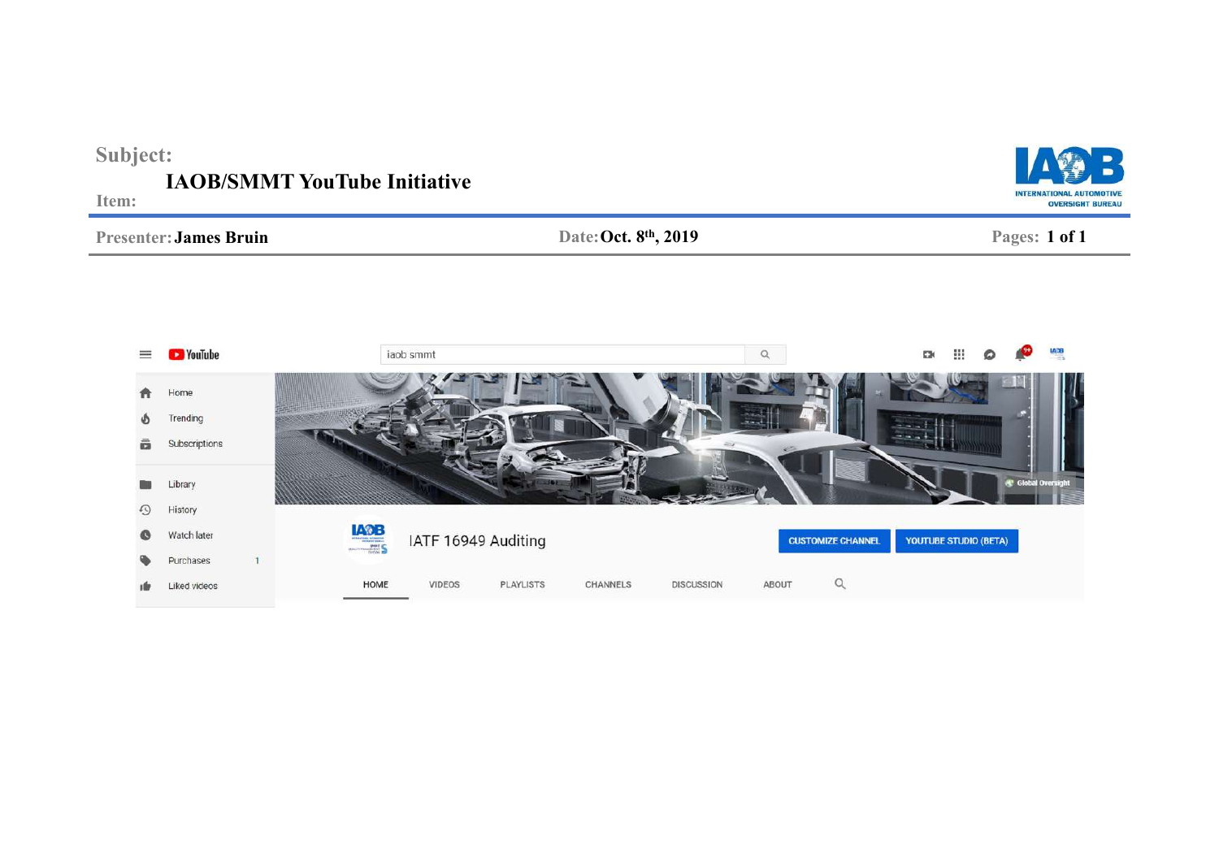**Subject:**

**Item:** IAOB/SMMT YouTube Initiative

**Presenter:** James Bruin | **Date:** Oct. 8th, 2019

YouTube

iaob smmt

Home
Trending
Subscriptions
Library
History
Watch later
Purchases 1
Liked videos

Global Oversight

IATF 16949 Auditing

CUSTOMIZE CHANNEL | YOUTUBE STUDIO (BETA)

HOME | VIDEOS | PLAYLISTS | CHANNELS | DISCUSSION | ABOUT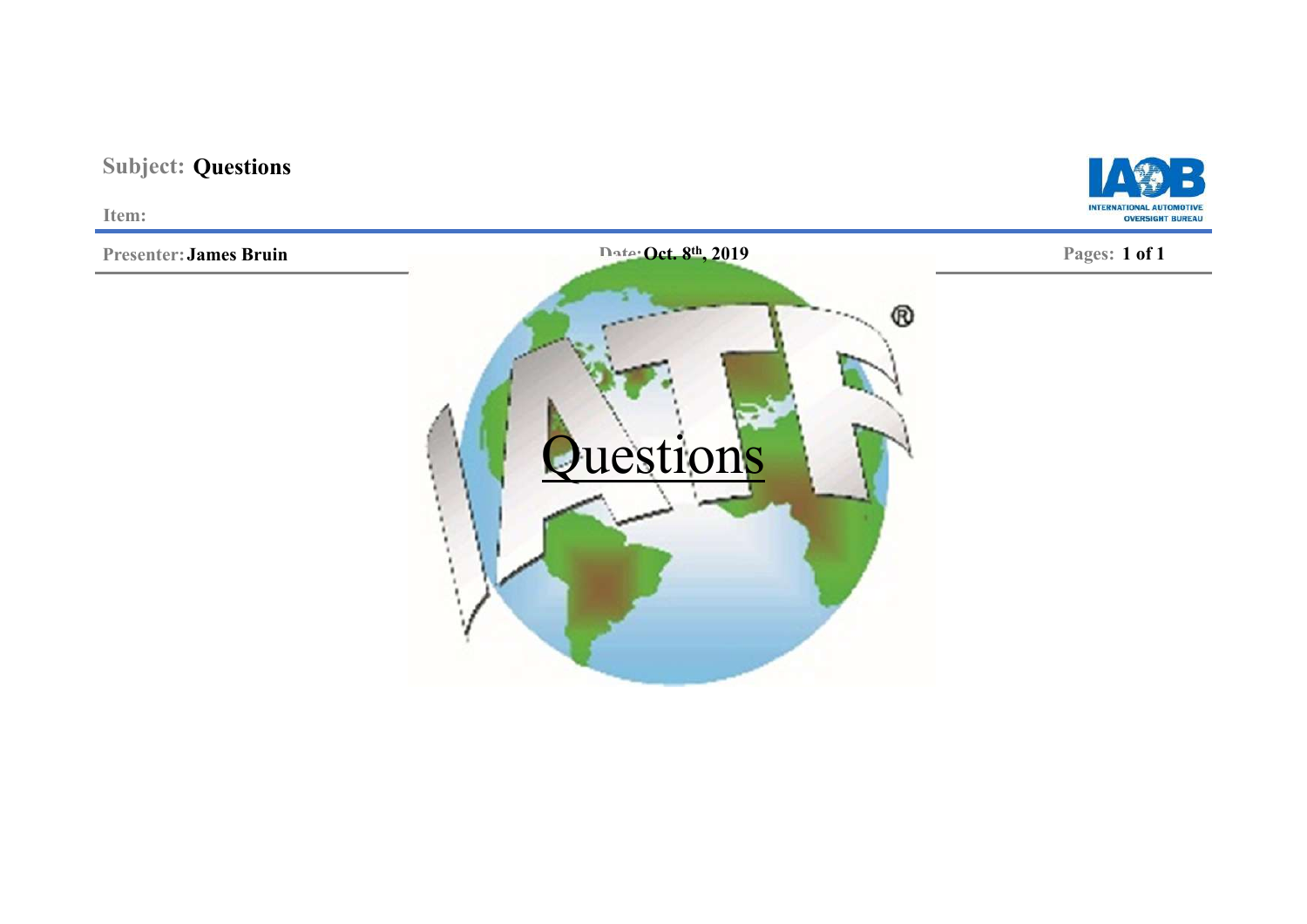**Subject:** **Questions**

**Item:**

**Presenter:** **James Bruin**

**Date:** **Oct. 8th, 2019**

# Questions